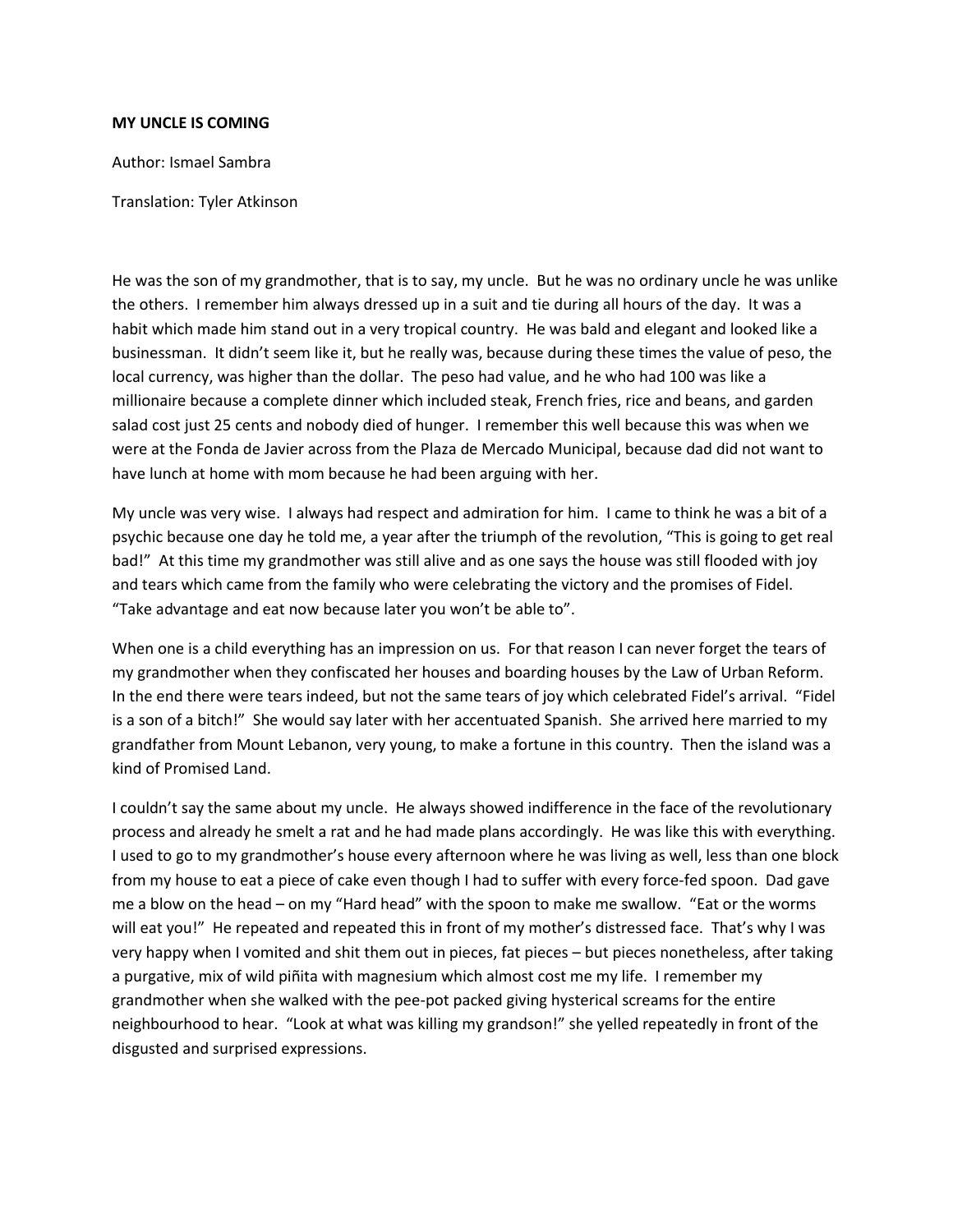**MY UNCLE IS COMING**

Author: Ismael Sambra

Translation: Tyler Atkinson

He was the son of my grandmother, that is to say, my uncle. But he was no ordinary uncle he was unlike the others. I remember him always dressed up in a suit and tie during all hours of the day. It was a habit which made him stand out in a very tropical country. He was bald and elegant and looked like a businessman. It didn't seem like it, but he really was, because during these times the value of peso, the local currency, was higher than the dollar. The peso had value, and he who had 100 was like a millionaire because a complete dinner which included steak, French fries, rice and beans, and garden salad cost just 25 cents and nobody died of hunger. I remember this well because this was when we were at the Fonda de Javier across from the Plaza de Mercado Municipal, because dad did not want to have lunch at home with mom because he had been arguing with her.

My uncle was very wise. I always had respect and admiration for him. I came to think he was a bit of a psychic because one day he told me, a year after the triumph of the revolution, "This is going to get real bad!" At this time my grandmother was still alive and as one says the house was still flooded with joy and tears which came from the family who were celebrating the victory and the promises of Fidel. "Take advantage and eat now because later you won't be able to".

When one is a child everything has an impression on us. For that reason I can never forget the tears of my grandmother when they confiscated her houses and boarding houses by the Law of Urban Reform. In the end there were tears indeed, but not the same tears of joy which celebrated Fidel's arrival. "Fidel is a son of a bitch!" She would say later with her accentuated Spanish. She arrived here married to my grandfather from Mount Lebanon, very young, to make a fortune in this country. Then the island was a kind of Promised Land.

I couldn't say the same about my uncle. He always showed indifference in the face of the revolutionary process and already he smelt a rat and he had made plans accordingly. He was like this with everything. I used to go to my grandmother's house every afternoon where he was living as well, less than one block from my house to eat a piece of cake even though I had to suffer with every force-fed spoon. Dad gave me a blow on the head – on my "Hard head" with the spoon to make me swallow. "Eat or the worms will eat you!" He repeated and repeated this in front of my mother's distressed face. That's why I was very happy when I vomited and shit them out in pieces, fat pieces – but pieces nonetheless, after taking a purgative, mix of wild piñita with magnesium which almost cost me my life. I remember my grandmother when she walked with the pee-pot packed giving hysterical screams for the entire neighbourhood to hear. "Look at what was killing my grandson!" she yelled repeatedly in front of the disgusted and surprised expressions.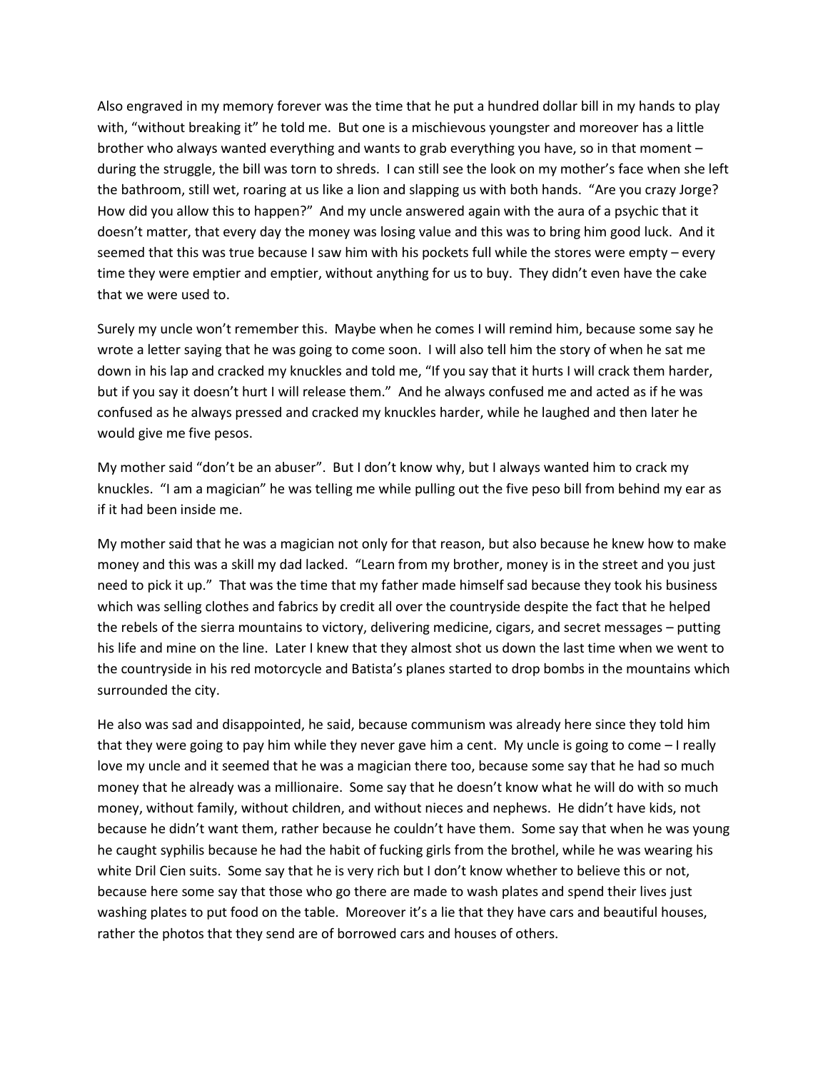Also engraved in my memory forever was the time that he put a hundred dollar bill in my hands to play with, "without breaking it" he told me. But one is a mischievous youngster and moreover has a little brother who always wanted everything and wants to grab everything you have, so in that moment – during the struggle, the bill was torn to shreds. I can still see the look on my mother's face when she left the bathroom, still wet, roaring at us like a lion and slapping us with both hands. "Are you crazy Jorge? How did you allow this to happen?" And my uncle answered again with the aura of a psychic that it doesn't matter, that every day the money was losing value and this was to bring him good luck. And it seemed that this was true because I saw him with his pockets full while the stores were empty – every time they were emptier and emptier, without anything for us to buy. They didn't even have the cake that we were used to.

Surely my uncle won't remember this. Maybe when he comes I will remind him, because some say he wrote a letter saying that he was going to come soon. I will also tell him the story of when he sat me down in his lap and cracked my knuckles and told me, "If you say that it hurts I will crack them harder, but if you say it doesn't hurt I will release them." And he always confused me and acted as if he was confused as he always pressed and cracked my knuckles harder, while he laughed and then later he would give me five pesos.

My mother said "don't be an abuser". But I don't know why, but I always wanted him to crack my knuckles. "I am a magician" he was telling me while pulling out the five peso bill from behind my ear as if it had been inside me.

My mother said that he was a magician not only for that reason, but also because he knew how to make money and this was a skill my dad lacked. "Learn from my brother, money is in the street and you just need to pick it up." That was the time that my father made himself sad because they took his business which was selling clothes and fabrics by credit all over the countryside despite the fact that he helped the rebels of the sierra mountains to victory, delivering medicine, cigars, and secret messages – putting his life and mine on the line. Later I knew that they almost shot us down the last time when we went to the countryside in his red motorcycle and Batista's planes started to drop bombs in the mountains which surrounded the city.

He also was sad and disappointed, he said, because communism was already here since they told him that they were going to pay him while they never gave him a cent. My uncle is going to come – I really love my uncle and it seemed that he was a magician there too, because some say that he had so much money that he already was a millionaire. Some say that he doesn't know what he will do with so much money, without family, without children, and without nieces and nephews. He didn't have kids, not because he didn't want them, rather because he couldn't have them. Some say that when he was young he caught syphilis because he had the habit of fucking girls from the brothel, while he was wearing his white Dril Cien suits. Some say that he is very rich but I don't know whether to believe this or not, because here some say that those who go there are made to wash plates and spend their lives just washing plates to put food on the table. Moreover it's a lie that they have cars and beautiful houses, rather the photos that they send are of borrowed cars and houses of others.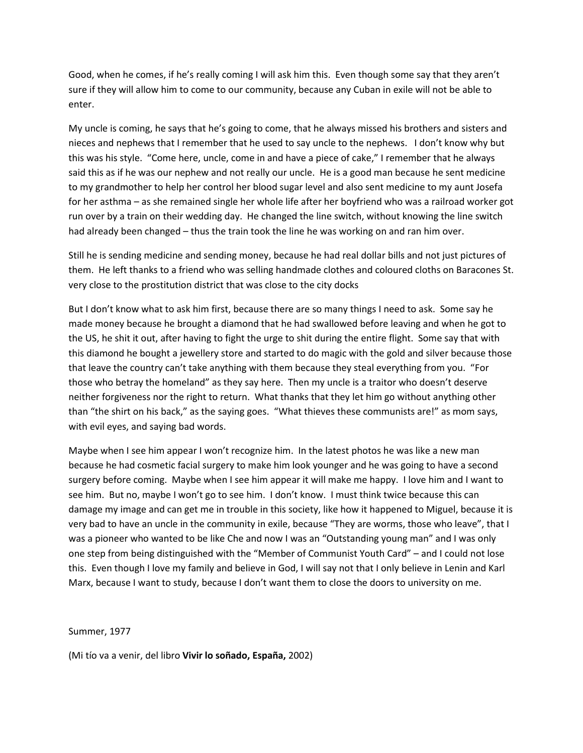Good, when he comes, if he's really coming I will ask him this. Even though some say that they aren't sure if they will allow him to come to our community, because any Cuban in exile will not be able to enter.

My uncle is coming, he says that he's going to come, that he always missed his brothers and sisters and nieces and nephews that I remember that he used to say uncle to the nephews. I don't know why but this was his style. "Come here, uncle, come in and have a piece of cake," I remember that he always said this as if he was our nephew and not really our uncle. He is a good man because he sent medicine to my grandmother to help her control her blood sugar level and also sent medicine to my aunt Josefa for her asthma – as she remained single her whole life after her boyfriend who was a railroad worker got run over by a train on their wedding day. He changed the line switch, without knowing the line switch had already been changed – thus the train took the line he was working on and ran him over.

Still he is sending medicine and sending money, because he had real dollar bills and not just pictures of them. He left thanks to a friend who was selling handmade clothes and coloured cloths on Baracones St. very close to the prostitution district that was close to the city docks

But I don't know what to ask him first, because there are so many things I need to ask. Some say he made money because he brought a diamond that he had swallowed before leaving and when he got to the US, he shit it out, after having to fight the urge to shit during the entire flight. Some say that with this diamond he bought a jewellery store and started to do magic with the gold and silver because those that leave the country can't take anything with them because they steal everything from you. "For those who betray the homeland" as they say here. Then my uncle is a traitor who doesn't deserve neither forgiveness nor the right to return. What thanks that they let him go without anything other than "the shirt on his back," as the saying goes. "What thieves these communists are!" as mom says, with evil eyes, and saying bad words.

Maybe when I see him appear I won't recognize him. In the latest photos he was like a new man because he had cosmetic facial surgery to make him look younger and he was going to have a second surgery before coming. Maybe when I see him appear it will make me happy. I love him and I want to see him. But no, maybe I won't go to see him. I don't know. I must think twice because this can damage my image and can get me in trouble in this society, like how it happened to Miguel, because it is very bad to have an uncle in the community in exile, because "They are worms, those who leave", that I was a pioneer who wanted to be like Che and now I was an "Outstanding young man" and I was only one step from being distinguished with the "Member of Communist Youth Card" – and I could not lose this. Even though I love my family and believe in God, I will say not that I only believe in Lenin and Karl Marx, because I want to study, because I don't want them to close the doors to university on me.

Summer, 1977

(Mi tío va a venir, del libro **Vivir lo soñado, España,** 2002)